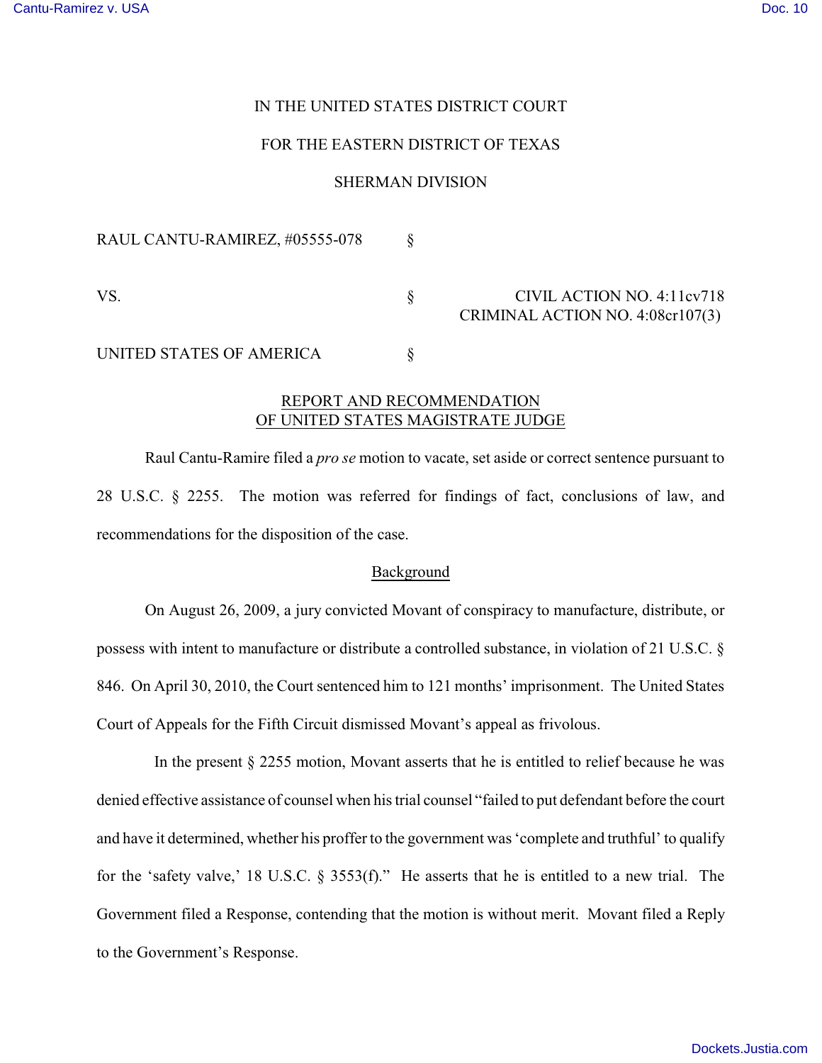IN THE UNITED STATES DISTRICT COURT

FOR THE EASTERN DISTRICT OF TEXAS

SHERMAN DIVISION

| | | |
|---|---|---|
| RAUL CANTU-RAMIREZ, #05555-078 | § | |
| VS. | § | CIVIL ACTION NO. 4:11cv718<br>CRIMINAL ACTION NO. 4:08cr107(3) |
| UNITED STATES OF AMERICA | § | |

## REPORT AND RECOMMENDATION OF UNITED STATES MAGISTRATE JUDGE

Raul Cantu-Ramire filed a *pro se* motion to vacate, set aside or correct sentence pursuant to 28 U.S.C. § 2255. The motion was referred for findings of fact, conclusions of law, and recommendations for the disposition of the case.

### Background

On August 26, 2009, a jury convicted Movant of conspiracy to manufacture, distribute, or possess with intent to manufacture or distribute a controlled substance, in violation of 21 U.S.C. § 846. On April 30, 2010, the Court sentenced him to 121 months' imprisonment. The United States Court of Appeals for the Fifth Circuit dismissed Movant's appeal as frivolous.

In the present § 2255 motion, Movant asserts that he is entitled to relief because he was denied effective assistance of counsel when his trial counsel "failed to put defendant before the court and have it determined, whether his proffer to the government was 'complete and truthful' to qualify for the 'safety valve,' 18 U.S.C. § 3553(f)." He asserts that he is entitled to a new trial. The Government filed a Response, contending that the motion is without merit. Movant filed a Reply to the Government's Response.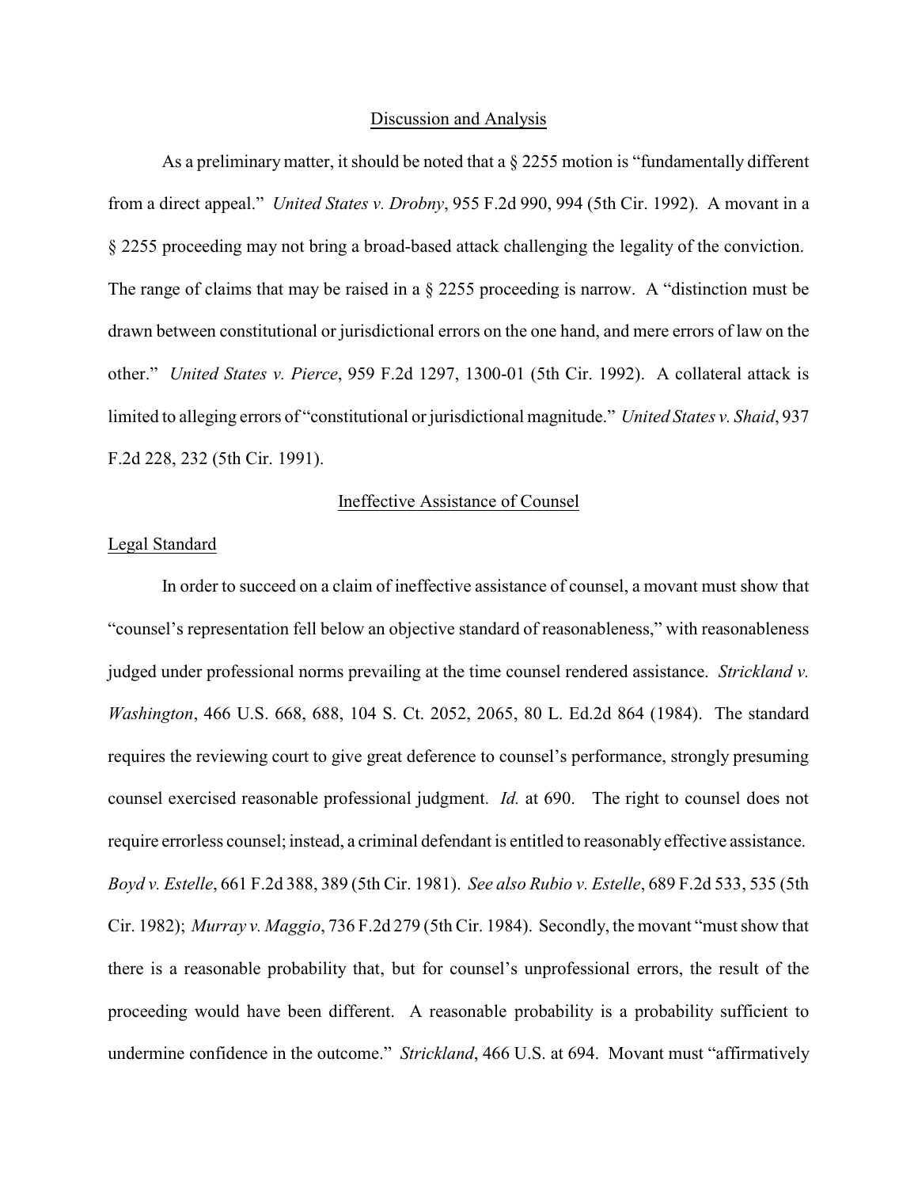## Discussion and Analysis

As a preliminary matter, it should be noted that a § 2255 motion is "fundamentally different from a direct appeal." *United States v. Drobny*, 955 F.2d 990, 994 (5th Cir. 1992). A movant in a § 2255 proceeding may not bring a broad-based attack challenging the legality of the conviction. The range of claims that may be raised in a § 2255 proceeding is narrow. A "distinction must be drawn between constitutional or jurisdictional errors on the one hand, and mere errors of law on the other." *United States v. Pierce*, 959 F.2d 1297, 1300-01 (5th Cir. 1992). A collateral attack is limited to alleging errors of "constitutional or jurisdictional magnitude." *United States v. Shaid*, 937 F.2d 228, 232 (5th Cir. 1991).

## Ineffective Assistance of Counsel

### Legal Standard

In order to succeed on a claim of ineffective assistance of counsel, a movant must show that "counsel's representation fell below an objective standard of reasonableness," with reasonableness judged under professional norms prevailing at the time counsel rendered assistance. *Strickland v. Washington*, 466 U.S. 668, 688, 104 S. Ct. 2052, 2065, 80 L. Ed.2d 864 (1984). The standard requires the reviewing court to give great deference to counsel's performance, strongly presuming counsel exercised reasonable professional judgment. *Id.* at 690. The right to counsel does not require errorless counsel; instead, a criminal defendant is entitled to reasonably effective assistance. *Boyd v. Estelle*, 661 F.2d 388, 389 (5th Cir. 1981). *See also Rubio v. Estelle*, 689 F.2d 533, 535 (5th Cir. 1982); *Murray v. Maggio*, 736 F.2d 279 (5th Cir. 1984). Secondly, the movant "must show that there is a reasonable probability that, but for counsel's unprofessional errors, the result of the proceeding would have been different. A reasonable probability is a probability sufficient to undermine confidence in the outcome." *Strickland*, 466 U.S. at 694. Movant must "affirmatively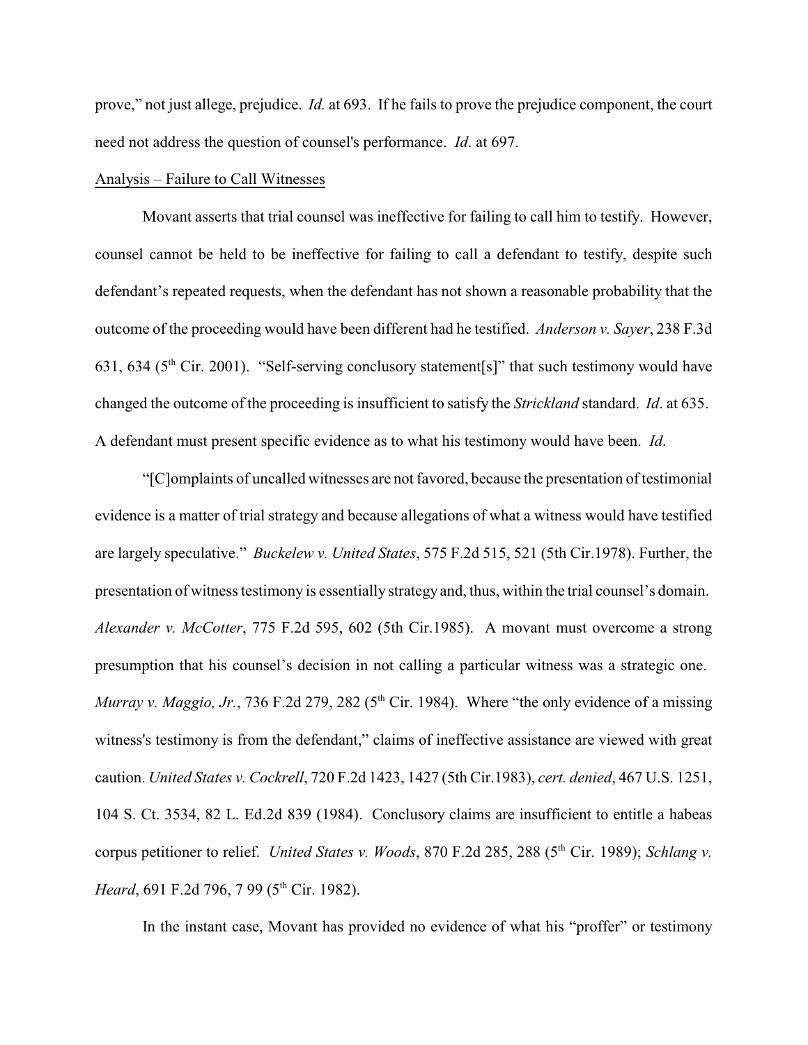prove," not just allege, prejudice. *Id.* at 693. If he fails to prove the prejudice component, the court need not address the question of counsel's performance. *Id*. at 697.

Analysis – Failure to Call Witnesses

Movant asserts that trial counsel was ineffective for failing to call him to testify. However, counsel cannot be held to be ineffective for failing to call a defendant to testify, despite such defendant's repeated requests, when the defendant has not shown a reasonable probability that the outcome of the proceeding would have been different had he testified. *Anderson v. Sayer*, 238 F.3d 631, 634 (5th Cir. 2001). "Self-serving conclusory statement[s]" that such testimony would have changed the outcome of the proceeding is insufficient to satisfy the *Strickland* standard. *Id*. at 635. A defendant must present specific evidence as to what his testimony would have been. *Id*.

"[C]omplaints of uncalled witnesses are not favored, because the presentation of testimonial evidence is a matter of trial strategy and because allegations of what a witness would have testified are largely speculative." *Buckelew v. United States*, 575 F.2d 515, 521 (5th Cir.1978). Further, the presentation of witness testimony is essentially strategy and, thus, within the trial counsel's domain. *Alexander v. McCotter*, 775 F.2d 595, 602 (5th Cir.1985). A movant must overcome a strong presumption that his counsel's decision in not calling a particular witness was a strategic one. *Murray v. Maggio, Jr.*, 736 F.2d 279, 282 (5th Cir. 1984). Where "the only evidence of a missing witness's testimony is from the defendant," claims of ineffective assistance are viewed with great caution. *United States v. Cockrell*, 720 F.2d 1423, 1427 (5th Cir.1983), *cert. denied*, 467 U.S. 1251, 104 S. Ct. 3534, 82 L. Ed.2d 839 (1984). Conclusory claims are insufficient to entitle a habeas corpus petitioner to relief. *United States v. Woods*, 870 F.2d 285, 288 (5th Cir. 1989); *Schlang v. Heard*, 691 F.2d 796, 7 99 (5th Cir. 1982).

In the instant case, Movant has provided no evidence of what his "proffer" or testimony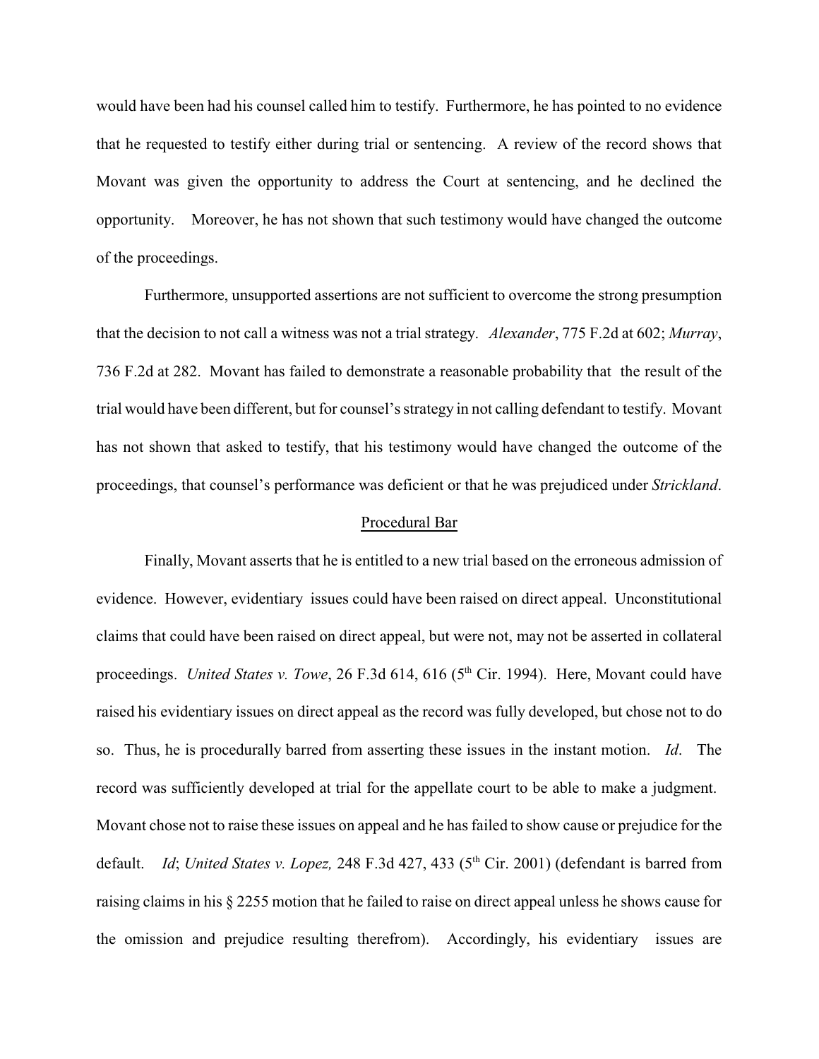would have been had his counsel called him to testify. Furthermore, he has pointed to no evidence that he requested to testify either during trial or sentencing. A review of the record shows that Movant was given the opportunity to address the Court at sentencing, and he declined the opportunity. Moreover, he has not shown that such testimony would have changed the outcome of the proceedings.

Furthermore, unsupported assertions are not sufficient to overcome the strong presumption that the decision to not call a witness was not a trial strategy. *Alexander*, 775 F.2d at 602; *Murray*, 736 F.2d at 282. Movant has failed to demonstrate a reasonable probability that the result of the trial would have been different, but for counsel's strategy in not calling defendant to testify. Movant has not shown that asked to testify, that his testimony would have changed the outcome of the proceedings, that counsel's performance was deficient or that he was prejudiced under *Strickland*.

## Procedural Bar

Finally, Movant asserts that he is entitled to a new trial based on the erroneous admission of evidence. However, evidentiary issues could have been raised on direct appeal. Unconstitutional claims that could have been raised on direct appeal, but were not, may not be asserted in collateral proceedings. *United States v. Towe*, 26 F.3d 614, 616 (5th Cir. 1994). Here, Movant could have raised his evidentiary issues on direct appeal as the record was fully developed, but chose not to do so. Thus, he is procedurally barred from asserting these issues in the instant motion. *Id*. The record was sufficiently developed at trial for the appellate court to be able to make a judgment. Movant chose not to raise these issues on appeal and he has failed to show cause or prejudice for the default. *Id*; *United States v. Lopez,* 248 F.3d 427, 433 (5th Cir. 2001) (defendant is barred from raising claims in his § 2255 motion that he failed to raise on direct appeal unless he shows cause for the omission and prejudice resulting therefrom). Accordingly, his evidentiary issues are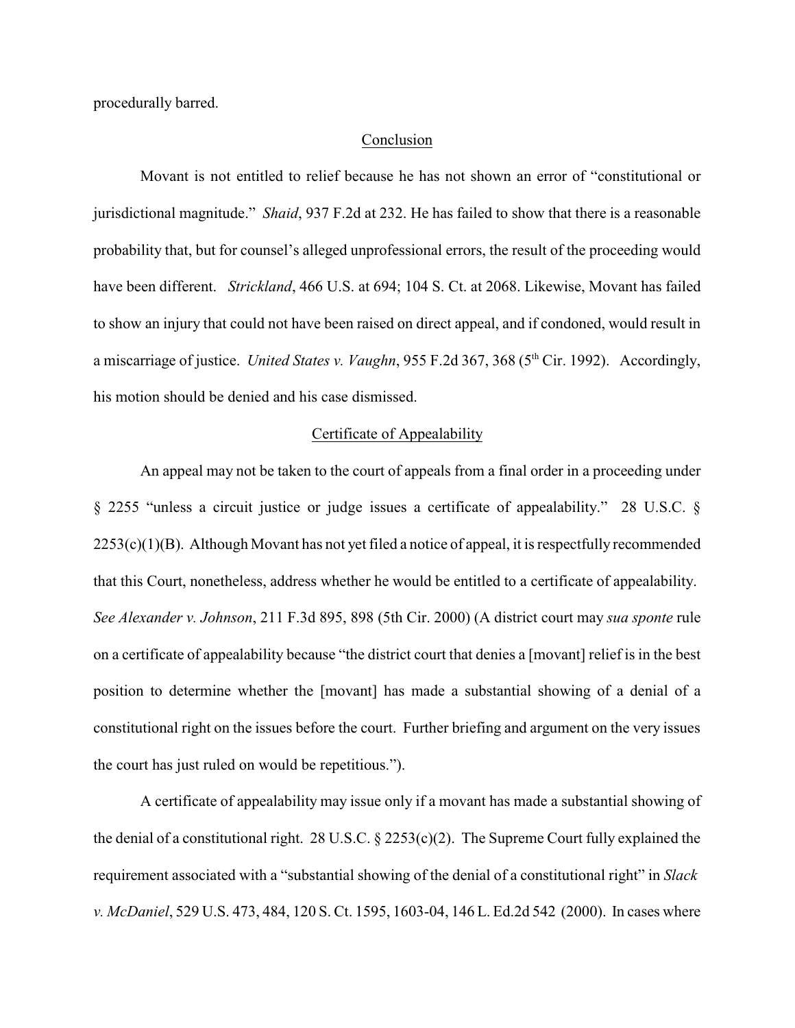procedurally barred.

## Conclusion

Movant is not entitled to relief because he has not shown an error of "constitutional or jurisdictional magnitude." *Shaid*, 937 F.2d at 232. He has failed to show that there is a reasonable probability that, but for counsel's alleged unprofessional errors, the result of the proceeding would have been different. *Strickland*, 466 U.S. at 694; 104 S. Ct. at 2068. Likewise, Movant has failed to show an injury that could not have been raised on direct appeal, and if condoned, would result in a miscarriage of justice. *United States v. Vaughn*, 955 F.2d 367, 368 (5th Cir. 1992). Accordingly, his motion should be denied and his case dismissed.

## Certificate of Appealability

An appeal may not be taken to the court of appeals from a final order in a proceeding under § 2255 "unless a circuit justice or judge issues a certificate of appealability." 28 U.S.C. § 2253(c)(1)(B). Although Movant has not yet filed a notice of appeal, it is respectfully recommended that this Court, nonetheless, address whether he would be entitled to a certificate of appealability. *See Alexander v. Johnson*, 211 F.3d 895, 898 (5th Cir. 2000) (A district court may *sua sponte* rule on a certificate of appealability because "the district court that denies a [movant] relief is in the best position to determine whether the [movant] has made a substantial showing of a denial of a constitutional right on the issues before the court. Further briefing and argument on the very issues the court has just ruled on would be repetitious.").

A certificate of appealability may issue only if a movant has made a substantial showing of the denial of a constitutional right. 28 U.S.C. § 2253(c)(2). The Supreme Court fully explained the requirement associated with a "substantial showing of the denial of a constitutional right" in *Slack v. McDaniel*, 529 U.S. 473, 484, 120 S. Ct. 1595, 1603-04, 146 L. Ed.2d 542 (2000). In cases where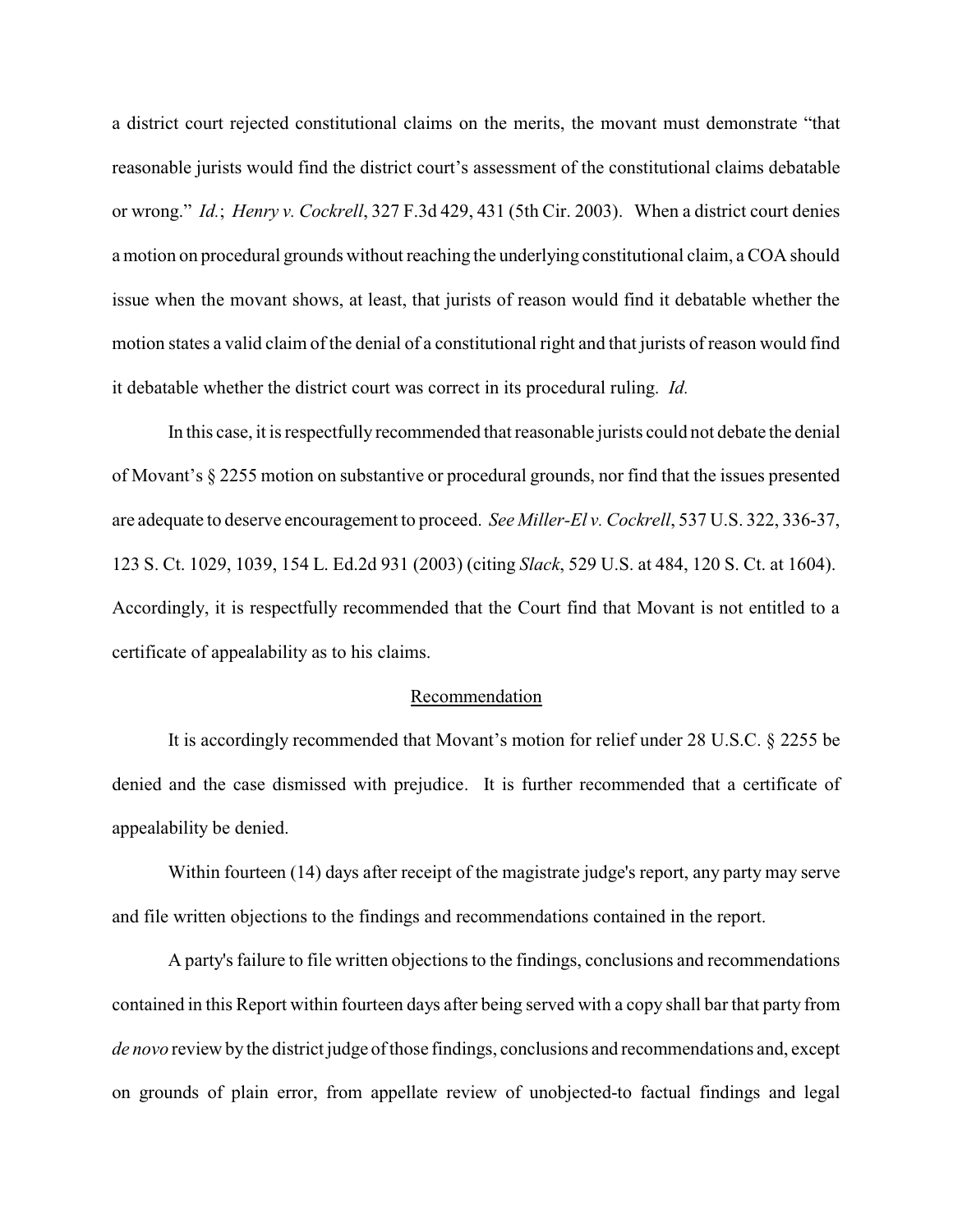a district court rejected constitutional claims on the merits, the movant must demonstrate "that reasonable jurists would find the district court's assessment of the constitutional claims debatable or wrong." *Id.*; *Henry v. Cockrell*, 327 F.3d 429, 431 (5th Cir. 2003). When a district court denies a motion on procedural grounds without reaching the underlying constitutional claim, a COA should issue when the movant shows, at least, that jurists of reason would find it debatable whether the motion states a valid claim of the denial of a constitutional right and that jurists of reason would find it debatable whether the district court was correct in its procedural ruling. *Id.*

In this case, it is respectfully recommended that reasonable jurists could not debate the denial of Movant's § 2255 motion on substantive or procedural grounds, nor find that the issues presented are adequate to deserve encouragement to proceed. *See Miller-El v. Cockrell*, 537 U.S. 322, 336-37, 123 S. Ct. 1029, 1039, 154 L. Ed.2d 931 (2003) (citing *Slack*, 529 U.S. at 484, 120 S. Ct. at 1604). Accordingly, it is respectfully recommended that the Court find that Movant is not entitled to a certificate of appealability as to his claims.

## Recommendation

It is accordingly recommended that Movant's motion for relief under 28 U.S.C. § 2255 be denied and the case dismissed with prejudice. It is further recommended that a certificate of appealability be denied.

Within fourteen (14) days after receipt of the magistrate judge's report, any party may serve and file written objections to the findings and recommendations contained in the report.

A party's failure to file written objections to the findings, conclusions and recommendations contained in this Report within fourteen days after being served with a copy shall bar that party from *de novo* review by the district judge of those findings, conclusions and recommendations and, except on grounds of plain error, from appellate review of unobjected-to factual findings and legal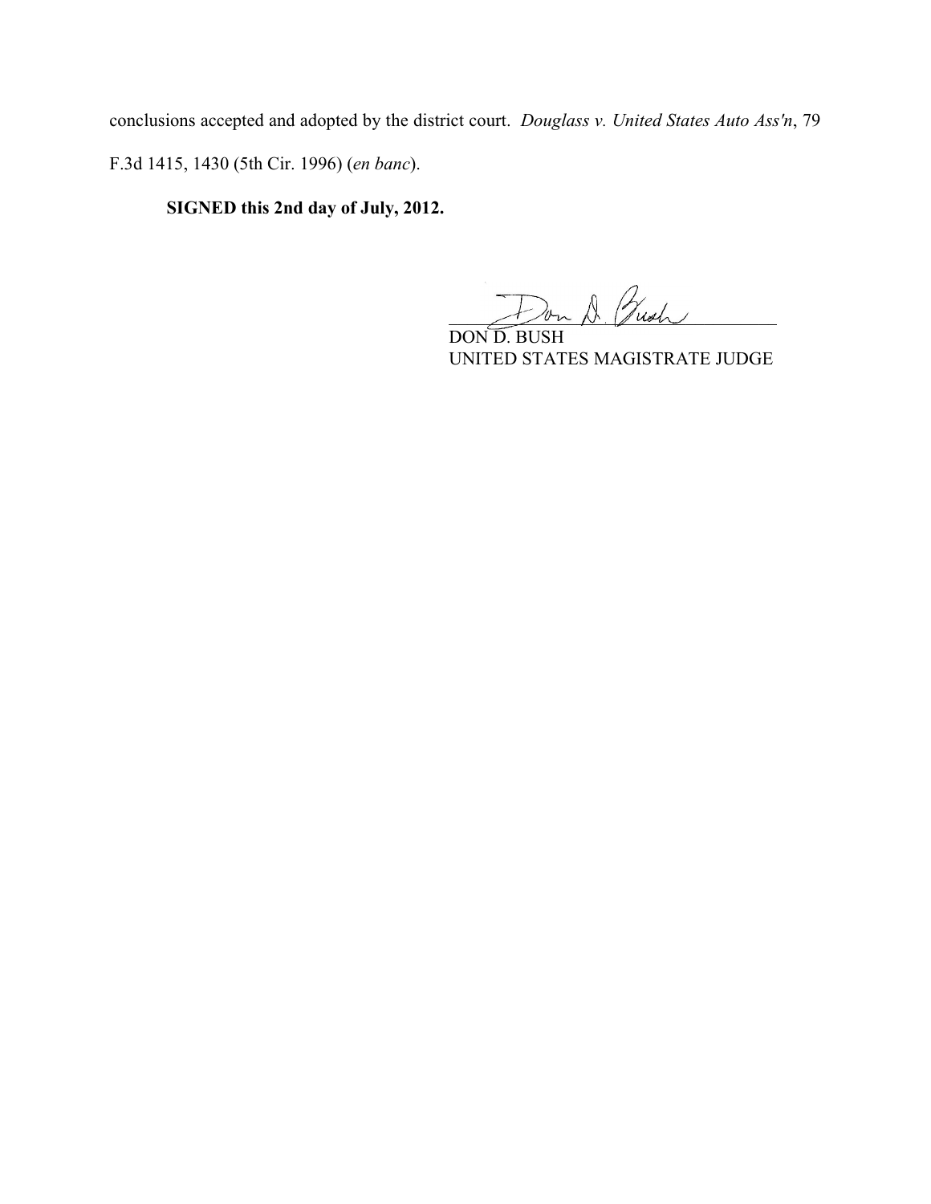conclusions accepted and adopted by the district court. *Douglass v. United States Auto Ass'n*, 79 F.3d 1415, 1430 (5th Cir. 1996) (*en banc*).

**SIGNED this 2nd day of July, 2012.**

DON D. BUSH
UNITED STATES MAGISTRATE JUDGE